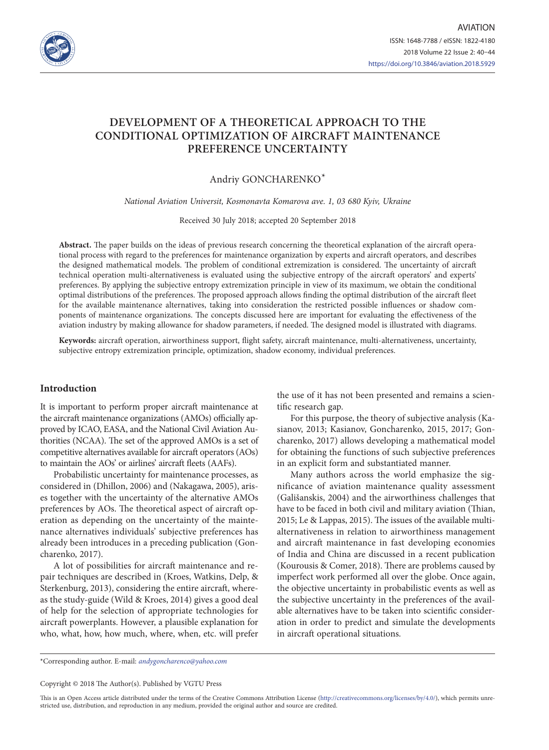# DEVELOPMENT OF A THEORETICAL APPROACH TO THE CONDITIONAL OPTIMIZATION OF AIRCRAFT MAINTENANCE PREFERENCE UNCERTAINTY

Andriy GONCHARENKO*

*National Aviation Universit, Kosmonavta Komarova ave. 1, 03 680 Kyiv, Ukraine*

Received 30 July 2018; accepted 20 September 2018

**Abstract.** The paper builds on the ideas of previous research concerning the theoretical explanation of the aircraft operational process with regard to the preferences for maintenance organization by experts and aircraft operators, and describes the designed mathematical models. The problem of conditional extremization is considered. The uncertainty of aircraft technical operation multi-alternativeness is evaluated using the subjective entropy of the aircraft operators' and experts' preferences. By applying the subjective entropy extremization principle in view of its maximum, we obtain the conditional optimal distributions of the preferences. The proposed approach allows finding the optimal distribution of the aircraft fleet for the available maintenance alternatives, taking into consideration the restricted possible influences or shadow components of maintenance organizations. The concepts discussed here are important for evaluating the effectiveness of the aviation industry by making allowance for shadow parameters, if needed. The designed model is illustrated with diagrams.

**Keywords:** aircraft operation, airworthiness support, flight safety, aircraft maintenance, multi-alternativeness, uncertainty, subjective entropy extremization principle, optimization, shadow economy, individual preferences.

## Introduction

It is important to perform proper aircraft maintenance at the aircraft maintenance organizations (AMOs) officially approved by ICAO, EASA, and the National Civil Aviation Authorities (NCAA). The set of the approved AMOs is a set of competitive alternatives available for aircraft operators (AOs) to maintain the AOs' or airlines' aircraft fleets (AAFs).

Probabilistic uncertainty for maintenance processes, as considered in (Dhillon, 2006) and (Nakagawa, 2005), arises together with the uncertainty of the alternative AMOs preferences by AOs. The theoretical aspect of aircraft operation as depending on the uncertainty of the maintenance alternatives individuals' subjective preferences has already been introduces in a preceding publication (Goncharenko, 2017).

A lot of possibilities for aircraft maintenance and repair techniques are described in (Kroes, Watkins, Delp, & Sterkenburg, 2013), considering the entire aircraft, whereas the study-guide (Wild & Kroes, 2014) gives a good deal of help for the selection of appropriate technologies for aircraft powerplants. However, a plausible explanation for who, what, how, how much, where, when, etc. will prefer the use of it has not been presented and remains a scientific research gap.

For this purpose, the theory of subjective analysis (Kasianov, 2013; Kasianov, Goncharenko, 2015, 2017; Goncharenko, 2017) allows developing a mathematical model for obtaining the functions of such subjective preferences in an explicit form and substantiated manner.

Many authors across the world emphasize the significance of aviation maintenance quality assessment (Gališanskis, 2004) and the airworthiness challenges that have to be faced in both civil and military aviation (Thian, 2015; Le & Lappas, 2015). The issues of the available multi-alternativeness in relation to airworthiness management and aircraft maintenance in fast developing economies of India and China are discussed in a recent publication (Kourousis & Comer, 2018). There are problems caused by imperfect work performed all over the globe. Once again, the objective uncertainty in probabilistic events as well as the subjective uncertainty in the preferences of the available alternatives have to be taken into scientific consideration in order to predict and simulate the developments in aircraft operational situations.

*Corresponding author. E-mail: *andygoncharenco@yahoo.com*

Copyright © 2018 The Author(s). Published by VGTU Press

This is an Open Access article distributed under the terms of the Creative Commons Attribution License (http://creativecommons.org/licenses/by/4.0/), which permits unrestricted use, distribution, and reproduction in any medium, provided the original author and source are credited.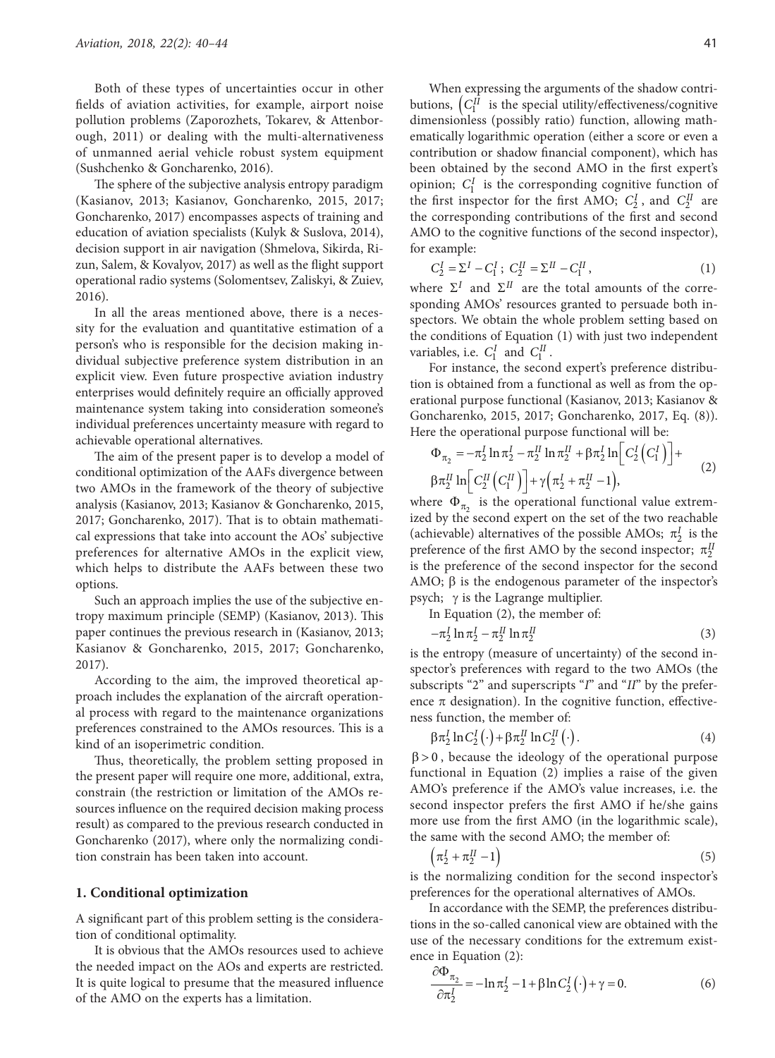Both of these types of uncertainties occur in other fields of aviation activities, for example, airport noise pollution problems (Zaporozhets, Tokarev, & Attenborough, 2011) or dealing with the multi-alternativeness of unmanned aerial vehicle robust system equipment (Sushchenko & Goncharenko, 2016).

The sphere of the subjective analysis entropy paradigm (Kasianov, 2013; Kasianov, Goncharenko, 2015, 2017; Goncharenko, 2017) encompasses aspects of training and education of aviation specialists (Kulyk & Suslova, 2014), decision support in air navigation (Shmelova, Sikirda, Rizun, Salem, & Kovalyov, 2017) as well as the flight support operational radio systems (Solomentsev, Zaliskyi, & Zuiev, 2016).

In all the areas mentioned above, there is a necessity for the evaluation and quantitative estimation of a person's who is responsible for the decision making individual subjective preference system distribution in an explicit view. Even future prospective aviation industry enterprises would definitely require an officially approved maintenance system taking into consideration someone's individual preferences uncertainty measure with regard to achievable operational alternatives.

The aim of the present paper is to develop a model of conditional optimization of the AAFs divergence between two AMOs in the framework of the theory of subjective analysis (Kasianov, 2013; Kasianov & Goncharenko, 2015, 2017; Goncharenko, 2017). That is to obtain mathematical expressions that take into account the AOs' subjective preferences for alternative AMOs in the explicit view, which helps to distribute the AAFs between these two options.

Such an approach implies the use of the subjective entropy maximum principle (SEMP) (Kasianov, 2013). This paper continues the previous research in (Kasianov, 2013; Kasianov & Goncharenko, 2015, 2017; Goncharenko, 2017).

According to the aim, the improved theoretical approach includes the explanation of the aircraft operational process with regard to the maintenance organizations preferences constrained to the AMOs resources. This is a kind of an isoperimetric condition.

Thus, theoretically, the problem setting proposed in the present paper will require one more, additional, extra, constrain (the restriction or limitation of the AMOs resources influence on the required decision making process result) as compared to the previous research conducted in Goncharenko (2017), where only the normalizing condition constrain has been taken into account.

## 1. Conditional optimization

A significant part of this problem setting is the consideration of conditional optimality.

It is obvious that the AMOs resources used to achieve the needed impact on the AOs and experts are restricted. It is quite logical to presume that the measured influence of the AMO on the experts has a limitation.

When expressing the arguments of the shadow contributions, ($C_1^{II}$ is the special utility/effectiveness/cognitive dimensionless (possibly ratio) function, allowing mathematically logarithmic operation (either a score or even a contribution or shadow financial component), which has been obtained by the second AMO in the first expert's opinion; $C_1^{I}$ is the corresponding cognitive function of the first inspector for the first AMO; $C_2^{I}$, and $C_2^{II}$ are the corresponding contributions of the first and second AMO to the cognitive functions of the second inspector), for example:

$$C_2^{I} = \Sigma^{I} - C_1^{I}; \; C_2^{II} = \Sigma^{II} - C_1^{II}, \tag{1}$$

where $\Sigma^{I}$ and $\Sigma^{II}$ are the total amounts of the corresponding AMOs' resources granted to persuade both inspectors. We obtain the whole problem setting based on the conditions of Equation (1) with just two independent variables, i.e. $C_1^{I}$ and $C_1^{II}$.

For instance, the second expert's preference distribution is obtained from a functional as well as from the operational purpose functional (Kasianov, 2013; Kasianov & Goncharenko, 2015, 2017; Goncharenko, 2017, Eq. (8)). Here the operational purpose functional will be:

$$\begin{aligned}\Phi_{\pi_2} = &-\pi_2^{I}\ln\pi_2^{I} - \pi_2^{II}\ln\pi_2^{II} + \beta\pi_2^{I}\ln\left[C_2^{I}\left(C_1^{I}\right)\right] + \\ &\beta\pi_2^{II}\ln\left[C_2^{II}\left(C_1^{II}\right)\right] + \gamma\left(\pi_2^{I} + \pi_2^{II} - 1\right),\end{aligned} \tag{2}$$

where $\Phi_{\pi_2}$ is the operational functional value extremized by the second expert on the set of the two reachable (achievable) alternatives of the possible AMOs; $\pi_2^{I}$ is the preference of the first AMO by the second inspector; $\pi_2^{II}$ is the preference of the second inspector for the second AMO; $\beta$ is the endogenous parameter of the inspector's psych; $\gamma$ is the Lagrange multiplier.

In Equation (2), the member of:

$$-\pi_2^{I}\ln\pi_2^{I} - \pi_2^{II}\ln\pi_2^{II} \tag{3}$$

is the entropy (measure of uncertainty) of the second inspector's preferences with regard to the two AMOs (the subscripts "2" and superscripts "*I*" and "*II*" by the preference $\pi$ designation). In the cognitive function, effectiveness function, the member of:

$$\beta\pi_2^{I}\ln C_2^{I}(\cdot) + \beta\pi_2^{II}\ln C_2^{II}(\cdot). \tag{4}$$

$\beta > 0$, because the ideology of the operational purpose functional in Equation (2) implies a raise of the given AMO's preference if the AMO's value increases, i.e. the second inspector prefers the first AMO if he/she gains more use from the first AMO (in the logarithmic scale), the same with the second AMO; the member of:

$$\left(\pi_2^{I} + \pi_2^{II} - 1\right) \tag{5}$$

is the normalizing condition for the second inspector's preferences for the operational alternatives of AMOs.

In accordance with the SEMP, the preferences distributions in the so-called canonical view are obtained with the use of the necessary conditions for the extremum existence in Equation (2):

$$\frac{\partial\Phi_{\pi_2}}{\partial\pi_2^{I}} = -\ln\pi_2^{I} - 1 + \beta\ln C_2^{I}(\cdot) + \gamma = 0. \tag{6}$$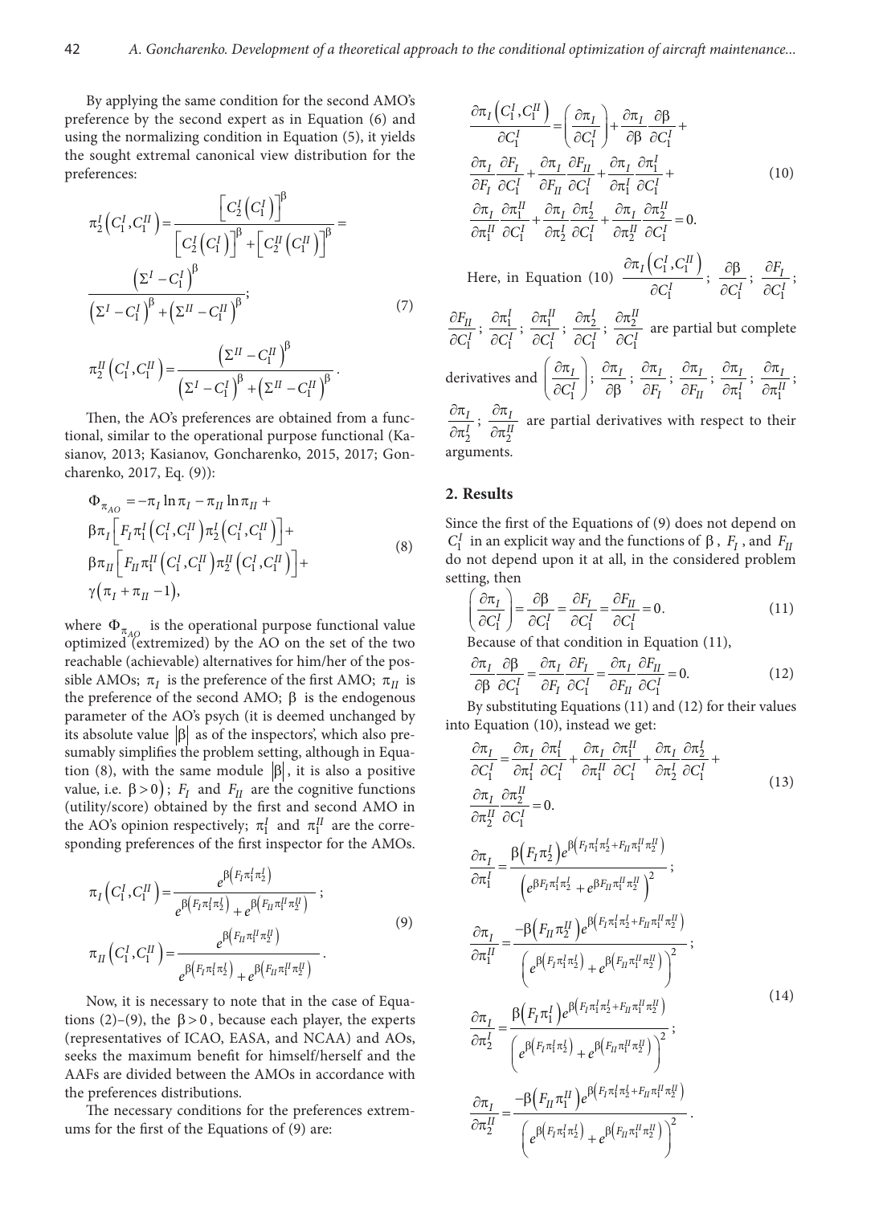By applying the same condition for the second AMO's preference by the second expert as in Equation (6) and using the normalizing condition in Equation (5), it yields the sought extremal canonical view distribution for the preferences:

$$
\pi_2^I\left(C_1^I, C_1^{II}\right) = \frac{\left[C_2^I\left(C_1^I\right)\right]^\beta}{\left[C_2^I\left(C_1^I\right)\right]^\beta + \left[C_2^{II}\left(C_1^{II}\right)\right]^\beta} = \frac{\left(\Sigma^I - C_1^I\right)^\beta}{\left(\Sigma^I - C_1^I\right)^\beta + \left(\Sigma^{II} - C_1^{II}\right)^\beta};
$$

$$
\pi_2^{II}\left(C_1^I, C_1^{II}\right) = \frac{\left(\Sigma^{II} - C_1^{II}\right)^\beta}{\left(\Sigma^I - C_1^I\right)^\beta + \left(\Sigma^{II} - C_1^{II}\right)^\beta}. \tag{7}
$$

Then, the AO's preferences are obtained from a functional, similar to the operational purpose functional (Kasianov, 2013; Kasianov, Goncharenko, 2015, 2017; Goncharenko, 2017, Eq. (9)):

$$
\begin{aligned}
\Phi_{\pi_{AO}} &= -\pi_I \ln \pi_I - \pi_{II} \ln \pi_{II} + \\
&\beta \pi_I \left[F_I \pi_1^I\left(C_1^I, C_1^{II}\right) \pi_2^I\left(C_1^I, C_1^{II}\right)\right] + \\
&\beta \pi_{II} \left[F_{II} \pi_1^{II}\left(C_1^I, C_1^{II}\right) \pi_2^{II}\left(C_1^I, C_1^{II}\right)\right] + \\
&\gamma\left(\pi_I + \pi_{II} - 1\right),
\end{aligned} \tag{8}
$$

where $\Phi_{\pi_{AO}}$ is the operational purpose functional value optimized (extremized) by the AO on the set of the two reachable (achievable) alternatives for him/her of the possible AMOs; $\pi_I$ is the preference of the first AMO; $\pi_{II}$ is the preference of the second AMO; $\beta$ is the endogenous parameter of the AO's psych (it is deemed unchanged by its absolute value $|\beta|$ as of the inspectors', which also presumably simplifies the problem setting, although in Equation (8), with the same module $|\beta|$, it is also a positive value, i.e. $\beta > 0$); $F_I$ and $F_{II}$ are the cognitive functions (utility/score) obtained by the first and second AMO in the AO's opinion respectively; $\pi_1^I$ and $\pi_1^{II}$ are the corresponding preferences of the first inspector for the AMOs.

$$
\pi_I\left(C_1^I, C_1^{II}\right) = \frac{e^{\beta\left(F_I \pi_1^I \pi_2^I\right)}}{e^{\beta\left(F_I \pi_1^I \pi_2^I\right)} + e^{\beta\left(F_{II} \pi_1^{II} \pi_2^{II}\right)}};
$$

$$
\pi_{II}\left(C_1^I, C_1^{II}\right) = \frac{e^{\beta\left(F_{II} \pi_1^{II} \pi_2^{II}\right)}}{e^{\beta\left(F_I \pi_1^I \pi_2^I\right)} + e^{\beta\left(F_{II} \pi_1^{II} \pi_2^{II}\right)}}. \tag{9}
$$

Now, it is necessary to note that in the case of Equations (2)–(9), the $\beta > 0$, because each player, the experts (representatives of ICAO, EASA, and NCAA) and AOs, seeks the maximum benefit for himself/herself and the AAFs are divided between the AMOs in accordance with the preferences distributions.

The necessary conditions for the preferences extremums for the first of the Equations of (9) are:

$$
\begin{aligned}
\frac{\partial \pi_I\left(C_1^I, C_1^{II}\right)}{\partial C_1^I} &= \left(\frac{\partial \pi_I}{\partial C_1^I}\right) + \frac{\partial \pi_I}{\partial \beta}\frac{\partial \beta}{\partial C_1^I} + \\
&\frac{\partial \pi_I}{\partial F_I}\frac{\partial F_I}{\partial C_1^I} + \frac{\partial \pi_I}{\partial F_{II}}\frac{\partial F_{II}}{\partial C_1^I} + \frac{\partial \pi_I}{\partial \pi_1^I}\frac{\partial \pi_1^I}{\partial C_1^I} + \\
&\frac{\partial \pi_I}{\partial \pi_1^{II}}\frac{\partial \pi_1^{II}}{\partial C_1^I} + \frac{\partial \pi_I}{\partial \pi_2^I}\frac{\partial \pi_2^I}{\partial C_1^I} + \frac{\partial \pi_I}{\partial \pi_2^{II}}\frac{\partial \pi_2^{II}}{\partial C_1^I} = 0.
\end{aligned} \tag{10}
$$

Here, in Equation (10) $\frac{\partial \pi_I\left(C_1^I, C_1^{II}\right)}{\partial C_1^I}$; $\frac{\partial \beta}{\partial C_1^I}$; $\frac{\partial F_I}{\partial C_1^I}$; $\frac{\partial F_{II}}{\partial C_1^I}$; $\frac{\partial \pi_1^I}{\partial C_1^I}$; $\frac{\partial \pi_1^{II}}{\partial C_1^I}$; $\frac{\partial \pi_2^I}{\partial C_1^I}$; $\frac{\partial \pi_2^{II}}{\partial C_1^I}$ are partial but complete derivatives and $\left(\frac{\partial \pi_I}{\partial C_1^I}\right)$; $\frac{\partial \pi_I}{\partial \beta}$; $\frac{\partial \pi_I}{\partial F_I}$; $\frac{\partial \pi_I}{\partial F_{II}}$; $\frac{\partial \pi_I}{\partial \pi_1^I}$; $\frac{\partial \pi_I}{\partial \pi_1^{II}}$; $\frac{\partial \pi_I}{\partial \pi_2^I}$; $\frac{\partial \pi_I}{\partial \pi_2^{II}}$ are partial derivatives with respect to their arguments.

## 2. Results

Since the first of the Equations of (9) does not depend on $C_1^I$ in an explicit way and the functions of $\beta$, $F_I$, and $F_{II}$ do not depend upon it at all, in the considered problem setting, then

$$
\left(\frac{\partial \pi_I}{\partial C_1^I}\right) = \frac{\partial \beta}{\partial C_1^I} = \frac{\partial F_I}{\partial C_1^I} = \frac{\partial F_{II}}{\partial C_1^I} = 0. \tag{11}
$$

Because of that condition in Equation (11),

$$
\frac{\partial \pi_I}{\partial \beta}\frac{\partial \beta}{\partial C_1^I} = \frac{\partial \pi_I}{\partial F_I}\frac{\partial F_I}{\partial C_1^I} = \frac{\partial \pi_I}{\partial F_{II}}\frac{\partial F_{II}}{\partial C_1^I} = 0. \tag{12}
$$

By substituting Equations (11) and (12) for their values into Equation (10), instead we get:

$$
\frac{\partial \pi_I}{\partial C_1^I} = \frac{\partial \pi_I}{\partial \pi_1^I}\frac{\partial \pi_1^I}{\partial C_1^I} + \frac{\partial \pi_I}{\partial \pi_1^{II}}\frac{\partial \pi_1^{II}}{\partial C_1^I} + \frac{\partial \pi_I}{\partial \pi_2^I}\frac{\partial \pi_2^I}{\partial C_1^I} + \frac{\partial \pi_I}{\partial \pi_2^{II}}\frac{\partial \pi_2^{II}}{\partial C_1^I} = 0. \tag{13}
$$

$$
\frac{\partial \pi_I}{\partial \pi_1^I} = \frac{\beta\left(F_I \pi_2^I\right) e^{\beta\left(F_I \pi_1^I \pi_2^I + F_{II} \pi_1^{II} \pi_2^{II}\right)}}{\left(e^{\beta F_I \pi_1^I \pi_2^I} + e^{\beta F_{II} \pi_1^{II} \pi_2^{II}}\right)^2};
$$

$$
\frac{\partial \pi_I}{\partial \pi_1^{II}} = \frac{-\beta\left(F_{II} \pi_2^{II}\right) e^{\beta\left(F_I \pi_1^I \pi_2^I + F_{II} \pi_1^{II} \pi_2^{II}\right)}}{\left(e^{\beta\left(F_I \pi_1^I \pi_2^I\right)} + e^{\beta\left(F_{II} \pi_1^{II} \pi_2^{II}\right)}\right)^2};
$$

$$
\frac{\partial \pi_I}{\partial \pi_2^I} = \frac{\beta\left(F_I \pi_1^I\right) e^{\beta\left(F_I \pi_1^I \pi_2^I + F_{II} \pi_1^{II} \pi_2^{II}\right)}}{\left(e^{\beta\left(F_I \pi_1^I \pi_2^I\right)} + e^{\beta\left(F_{II} \pi_1^{II} \pi_2^{II}\right)}\right)^2}; \tag{14}
$$

$$
\frac{\partial \pi_I}{\partial \pi_2^{II}} = \frac{-\beta\left(F_{II} \pi_1^{II}\right) e^{\beta\left(F_I \pi_1^I \pi_2^I + F_{II} \pi_1^{II} \pi_2^{II}\right)}}{\left(e^{\beta\left(F_I \pi_1^I \pi_2^I\right)} + e^{\beta\left(F_{II} \pi_1^{II} \pi_2^{II}\right)}\right)^2}.
$$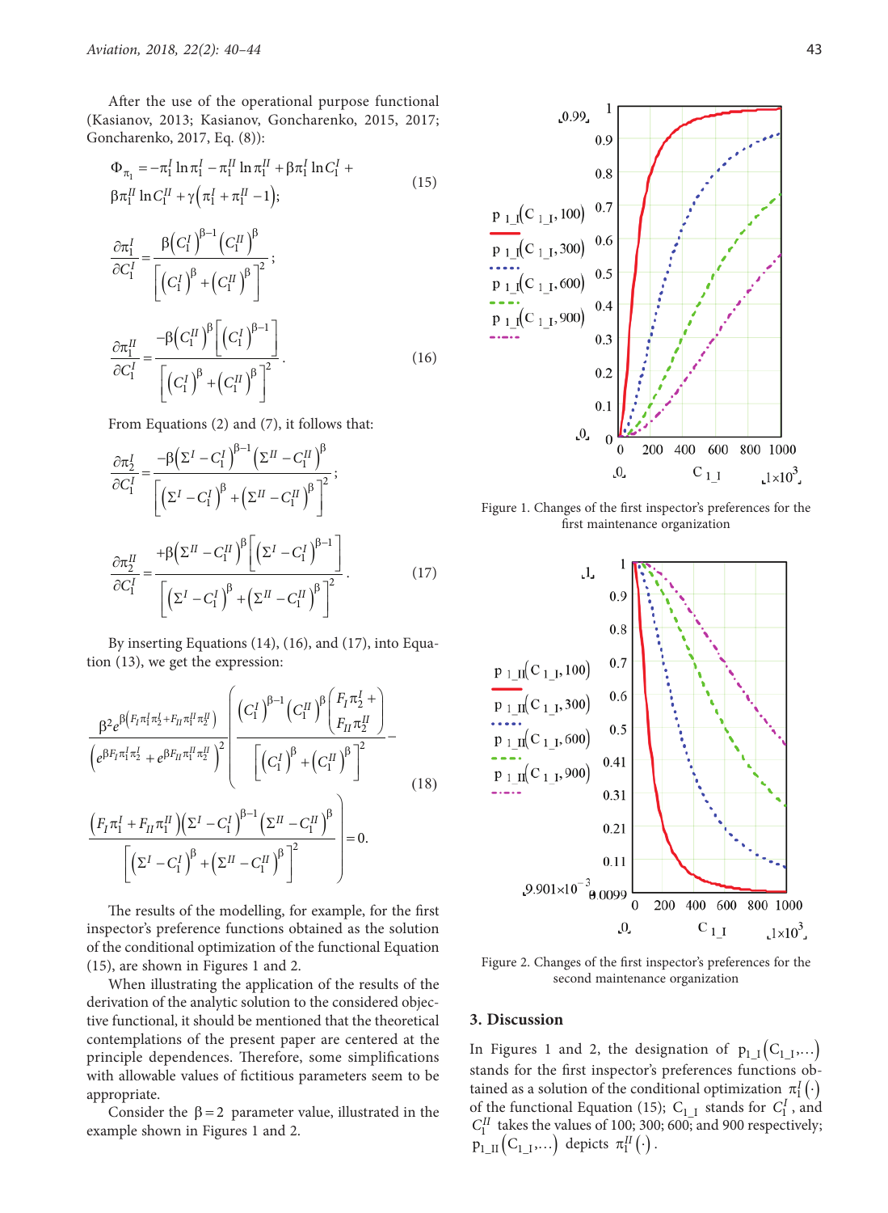After the use of the operational purpose functional (Kasianov, 2013; Kasianov, Goncharenko, 2015, 2017; Goncharenko, 2017, Eq. (8)):

$$\Phi_{\pi_1} = -\pi_1^I \ln \pi_1^I - \pi_1^{II} \ln \pi_1^{II} + \beta \pi_1^I \ln C_1^I + \beta \pi_1^{II} \ln C_1^{II} + \gamma\left(\pi_1^I + \pi_1^{II} - 1\right); \tag{15}$$

$$\frac{\partial \pi_1^I}{\partial C_1^I} = \frac{\beta \left(C_1^I\right)^{\beta-1} \left(C_1^{II}\right)^{\beta}}{\left[\left(C_1^I\right)^{\beta} + \left(C_1^{II}\right)^{\beta}\right]^2};$$

$$\frac{\partial \pi_1^{II}}{\partial C_1^I} = \frac{-\beta \left(C_1^{II}\right)^{\beta} \left[\left(C_1^I\right)^{\beta-1}\right]}{\left[\left(C_1^I\right)^{\beta} + \left(C_1^{II}\right)^{\beta}\right]^2}. \tag{16}$$

From Equations (2) and (7), it follows that:

$$\frac{\partial \pi_2^I}{\partial C_1^I} = \frac{-\beta \left(\Sigma^I - C_1^I\right)^{\beta-1} \left(\Sigma^{II} - C_1^{II}\right)^{\beta}}{\left[\left(\Sigma^I - C_1^I\right)^{\beta} + \left(\Sigma^{II} - C_1^{II}\right)^{\beta}\right]^2};$$

$$\frac{\partial \pi_2^{II}}{\partial C_1^I} = \frac{+\beta \left(\Sigma^{II} - C_1^{II}\right)^{\beta} \left[\left(\Sigma^I - C_1^I\right)^{\beta-1}\right]}{\left[\left(\Sigma^I - C_1^I\right)^{\beta} + \left(\Sigma^{II} - C_1^{II}\right)^{\beta}\right]^2}. \tag{17}$$

By inserting Equations (14), (16), and (17), into Equation (13), we get the expression:

$$\frac{\beta^2 e^{\beta\left(F_I \pi_1^I \pi_2^I + F_{II} \pi_1^{II} \pi_2^{II}\right)}}{\left(e^{\beta F_I \pi_1^I \pi_2^I} + e^{\beta F_{II} \pi_1^{II} \pi_2^{II}}\right)^2} \left(\frac{\left(C_1^I\right)^{\beta-1} \left(C_1^{II}\right)^{\beta} \left(F_I \pi_2^I + F_{II} \pi_2^{II}\right)}{\left[\left(C_1^I\right)^{\beta} + \left(C_1^{II}\right)^{\beta}\right]^2} - \frac{\left(F_I \pi_1^I + F_{II} \pi_1^{II}\right) \left(\Sigma^I - C_1^I\right)^{\beta-1} \left(\Sigma^{II} - C_1^{II}\right)^{\beta}}{\left[\left(\Sigma^I - C_1^I\right)^{\beta} + \left(\Sigma^{II} - C_1^{II}\right)^{\beta}\right]^2}\right) = 0. \tag{18}$$

The results of the modelling, for example, for the first inspector's preference functions obtained as the solution of the conditional optimization of the functional Equation (15), are shown in Figures 1 and 2.

When illustrating the application of the results of the derivation of the analytic solution to the considered objective functional, it should be mentioned that the theoretical contemplations of the present paper are centered at the principle dependences. Therefore, some simplifications with allowable values of fictitious parameters seem to be appropriate.

Consider the $\beta = 2$ parameter value, illustrated in the example shown in Figures 1 and 2.

Figure 1. Changes of the first inspector's preferences for the first maintenance organization

Figure 2. Changes of the first inspector's preferences for the second maintenance organization

## 3. Discussion

In Figures 1 and 2, the designation of $p_{1\_I}\left(C_{1\_I}, \ldots\right)$ stands for the first inspector's preferences functions obtained as a solution of the conditional optimization $\pi_1^I(\cdot)$ of the functional Equation (15); $C_{1\_I}$ stands for $C_1^I$, and $C_1^{II}$ takes the values of 100; 300; 600; and 900 respectively; $p_{1\_II}\left(C_{1\_I}, \ldots\right)$ depicts $\pi_1^{II}(\cdot)$.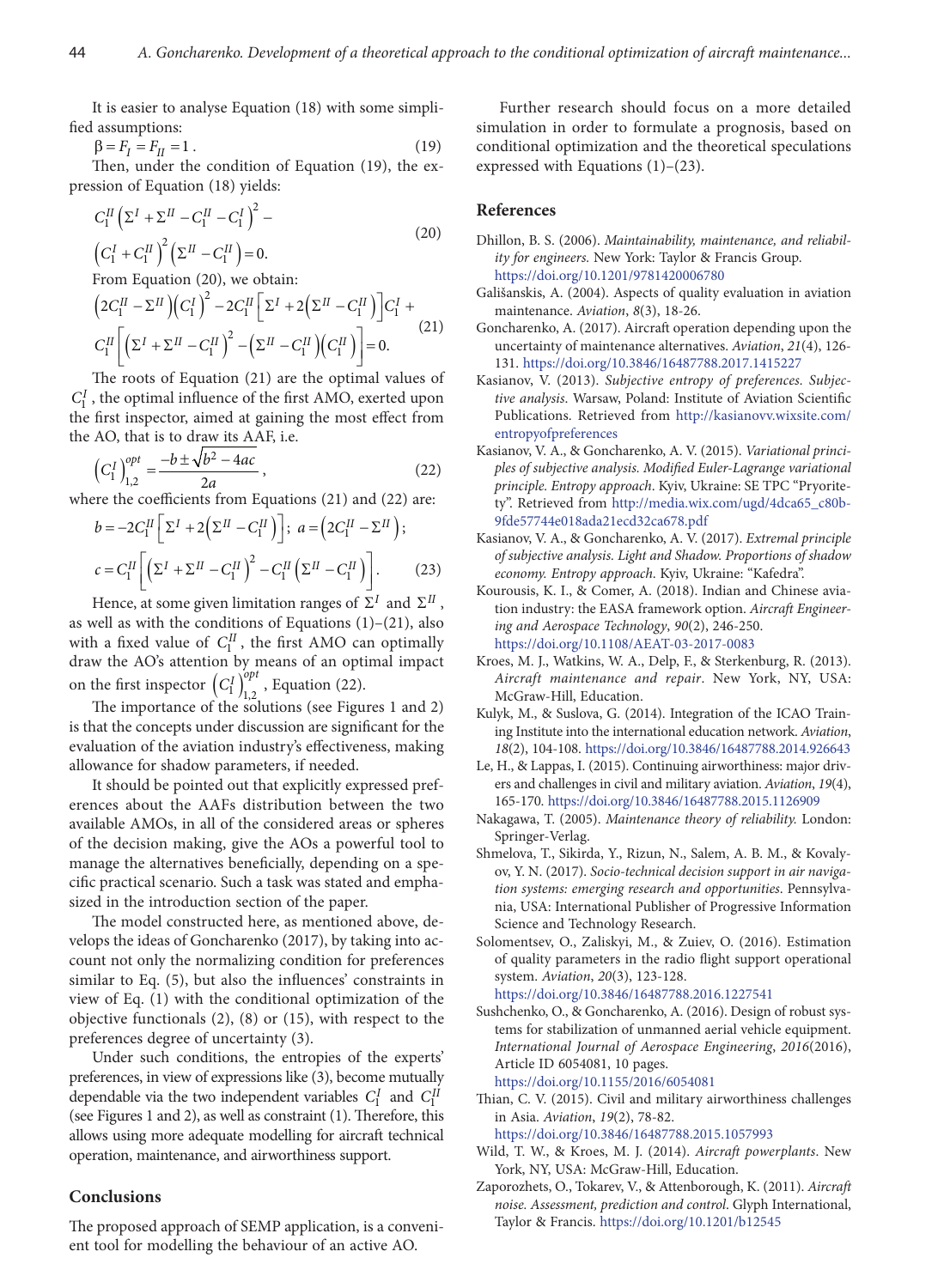It is easier to analyse Equation (18) with some simplified assumptions:

$$\beta = F_I = F_{II} = 1 . \tag{19}$$

Then, under the condition of Equation (19), the expression of Equation (18) yields:

$$C_1^{II}\left(\Sigma^I + \Sigma^{II} - C_1^{II} - C_1^I\right)^2 - \left(C_1^I + C_1^{II}\right)^2\left(\Sigma^{II} - C_1^{II}\right) = 0. \tag{20}$$

From Equation (20), we obtain:

$$\left(2C_1^{II} - \Sigma^{II}\right)\left(C_1^I\right)^2 - 2C_1^{II}\left[\Sigma^I + 2\left(\Sigma^{II} - C_1^{II}\right)\right]C_1^I + C_1^{II}\left[\left(\Sigma^I + \Sigma^{II} - C_1^{II}\right)^2 - \left(\Sigma^{II} - C_1^{II}\right)\left(C_1^{II}\right)\right] = 0. \tag{21}$$

The roots of Equation (21) are the optimal values of $C_1^I$, the optimal influence of the first AMO, exerted upon the first inspector, aimed at gaining the most effect from the AO, that is to draw its AAF, i.e.

$$\left(C_1^I\right)_{1,2}^{opt} = \frac{-b \pm \sqrt{b^2 - 4ac}}{2a}, \tag{22}$$

where the coefficients from Equations (21) and (22) are:

$$b = -2C_1^{II}\left[\Sigma^I + 2\left(\Sigma^{II} - C_1^{II}\right)\right];\; a = \left(2C_1^{II} - \Sigma^{II}\right);$$

$$c = C_1^{II}\left[\left(\Sigma^I + \Sigma^{II} - C_1^{II}\right)^2 - C_1^{II}\left(\Sigma^{II} - C_1^{II}\right)\right]. \tag{23}$$

Hence, at some given limitation ranges of $\Sigma^I$ and $\Sigma^{II}$, as well as with the conditions of Equations (1)–(21), also with a fixed value of $C_1^{II}$, the first AMO can optimally draw the AO's attention by means of an optimal impact on the first inspector $\left(C_1^I\right)_{1,2}^{opt}$, Equation (22).

The importance of the solutions (see Figures 1 and 2) is that the concepts under discussion are significant for the evaluation of the aviation industry's effectiveness, making allowance for shadow parameters, if needed.

It should be pointed out that explicitly expressed preferences about the AAFs distribution between the two available AMOs, in all of the considered areas or spheres of the decision making, give the AOs a powerful tool to manage the alternatives beneficially, depending on a specific practical scenario. Such a task was stated and emphasized in the introduction section of the paper.

The model constructed here, as mentioned above, develops the ideas of Goncharenko (2017), by taking into account not only the normalizing condition for preferences similar to Eq. (5), but also the influences' constraints in view of Eq. (1) with the conditional optimization of the objective functionals (2), (8) or (15), with respect to the preferences degree of uncertainty (3).

Under such conditions, the entropies of the experts' preferences, in view of expressions like (3), become mutually dependable via the two independent variables $C_1^I$ and $C_1^{II}$ (see Figures 1 and 2), as well as constraint (1). Therefore, this allows using more adequate modelling for aircraft technical operation, maintenance, and airworthiness support.

## Conclusions

The proposed approach of SEMP application, is a convenient tool for modelling the behaviour of an active AO.

Further research should focus on a more detailed simulation in order to formulate a prognosis, based on conditional optimization and the theoretical speculations expressed with Equations (1)–(23).

## References

Dhillon, B. S. (2006). *Maintainability, maintenance, and reliability for engineers.* New York: Taylor & Francis Group. https://doi.org/10.1201/9781420006780

Gališanskis, A. (2004). Aspects of quality evaluation in aviation maintenance. *Aviation*, *8*(3), 18-26.

Goncharenko, A. (2017). Aircraft operation depending upon the uncertainty of maintenance alternatives. *Aviation*, *21*(4), 126-131. https://doi.org/10.3846/16487788.2017.1415227

Kasianov, V. (2013). *Subjective entropy of preferences. Subjective analysis*. Warsaw, Poland: Institute of Aviation Scientific Publications. Retrieved from http://kasianovv.wixsite.com/entropyofpreferences

Kasianov, V. A., & Goncharenko, A. V. (2015). *Variational principles of subjective analysis. Modified Euler-Lagrange variational principle. Entropy approach*. Kyiv, Ukraine: SE TPC "Pryority". Retrieved from http://media.wix.com/ugd/4dca65_c80b9fde57744e018ada21ecd32ca678.pdf

Kasianov, V. A., & Goncharenko, A. V. (2017). *Extremal principle of subjective analysis. Light and Shadow. Proportions of shadow economy. Entropy approach*. Kyiv, Ukraine: "Kafedra".

Kourousis, K. I., & Comer, A. (2018). Indian and Chinese aviation industry: the EASA framework option. *Aircraft Engineering and Aerospace Technology*, *90*(2), 246-250. https://doi.org/10.1108/AEAT-03-2017-0083

Kroes, M. J., Watkins, W. A., Delp, F., & Sterkenburg, R. (2013). *Aircraft maintenance and repair*. New York, NY, USA: McGraw-Hill, Education.

Kulyk, M., & Suslova, G. (2014). Integration of the ICAO Training Institute into the international education network. *Aviation*, *18*(2), 104-108. https://doi.org/10.3846/16487788.2014.926643

Le, H., & Lappas, I. (2015). Continuing airworthiness: major drivers and challenges in civil and military aviation. *Aviation*, *19*(4), 165-170. https://doi.org/10.3846/16487788.2015.1126909

Nakagawa, T. (2005). *Maintenance theory of reliability.* London: Springer-Verlag.

Shmelova, T., Sikirda, Y., Rizun, N., Salem, A. B. M., & Kovalyov, Y. N. (2017). *Socio-technical decision support in air navigation systems: emerging research and opportunities*. Pennsylvania, USA: International Publisher of Progressive Information Science and Technology Research.

Solomentsev, O., Zaliskyi, M., & Zuiev, O. (2016). Estimation of quality parameters in the radio flight support operational system. *Aviation*, *20*(3), 123-128. https://doi.org/10.3846/16487788.2016.1227541

Sushchenko, O., & Goncharenko, A. (2016). Design of robust systems for stabilization of unmanned aerial vehicle equipment. *International Journal of Aerospace Engineering*, *2016*(2016), Article ID 6054081, 10 pages. https://doi.org/10.1155/2016/6054081

Thian, C. V. (2015). Civil and military airworthiness challenges in Asia. *Aviation*, *19*(2), 78-82. https://doi.org/10.3846/16487788.2015.1057993

Wild, T. W., & Kroes, M. J. (2014). *Aircraft powerplants*. New York, NY, USA: McGraw-Hill, Education.

Zaporozhets, O., Tokarev, V., & Attenborough, K. (2011). *Aircraft noise. Assessment, prediction and control*. Glyph International, Taylor & Francis. https://doi.org/10.1201/b12545